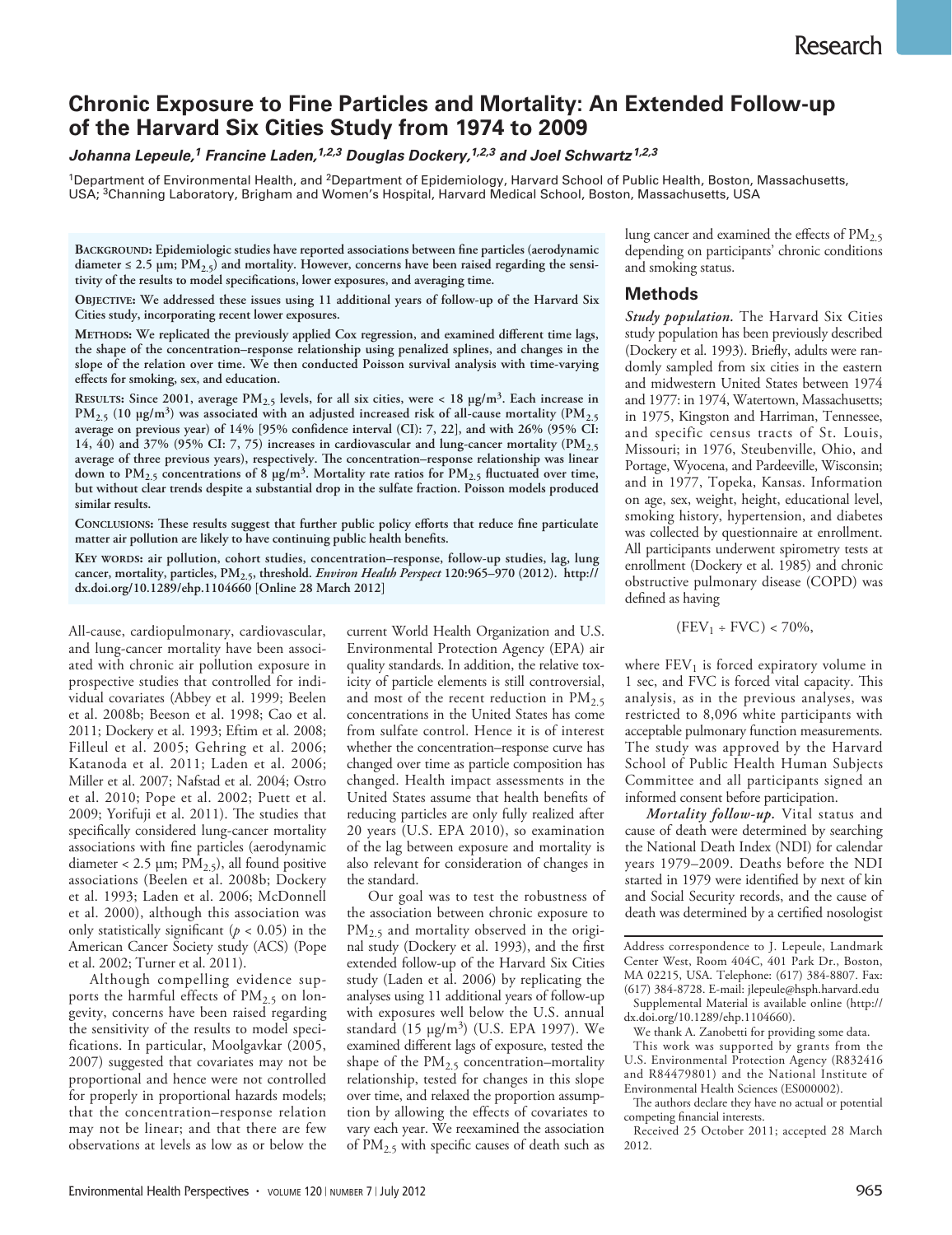# Chronic Exposure to Fine Particles and Mortality: An Extended Follow-up of the Harvard Six Cities Study from 1974 to 2009

***Johanna Lepeule,[1] Francine Laden,[1,2,3] Douglas Dockery,[1,2,3] and Joel Schwartz[1,2,3]***

[1]Department of Environmental Health, and [2]Department of Epidemiology, Harvard School of Public Health, Boston, Massachusetts, USA; [3]Channing Laboratory, Brigham and Women's Hospital, Harvard Medical School, Boston, Massachusetts, USA

**Background: Epidemiologic studies have reported associations between fine particles (aerodynamic diameter ≤ 2.5 µm; $PM_{2.5}$) and mortality. However, concerns have been raised regarding the sensitivity of the results to model specifications, lower exposures, and averaging time.**

**Objective: We addressed these issues using 11 additional years of follow-up of the Harvard Six Cities study, incorporating recent lower exposures.**

**Methods: We replicated the previously applied Cox regression, and examined different time lags, the shape of the concentration–response relationship using penalized splines, and changes in the slope of the relation over time. We then conducted Poisson survival analysis with time-varying effects for smoking, sex, and education.**

**Results: Since 2001, average $PM_{2.5}$ levels, for all six cities, were < 18 µg/m³. Each increase in $PM_{2.5}$ (10 µg/m³) was associated with an adjusted increased risk of all-cause mortality ($PM_{2.5}$ average on previous year) of 14% [95% confidence interval (CI): 7, 22], and with 26% (95% CI: 14, 40) and 37% (95% CI: 7, 75) increases in cardiovascular and lung-cancer mortality ($PM_{2.5}$ average of three previous years), respectively. The concentration–response relationship was linear down to $PM_{2.5}$ concentrations of 8 µg/m³. Mortality rate ratios for $PM_{2.5}$ fluctuated over time, but without clear trends despite a substantial drop in the sulfate fraction. Poisson models produced similar results.**

**Conclusions: These results suggest that further public policy efforts that reduce fine particulate matter air pollution are likely to have continuing public health benefits.**

**Key words: air pollution, cohort studies, concentration–response, follow-up studies, lag, lung cancer, mortality, particles, $PM_{2.5}$, threshold. *Environ Health Perspect* 120:965–970 (2012). http://dx.doi.org/10.1289/ehp.1104660 [Online 28 March 2012]**

All-cause, cardiopulmonary, cardiovascular, and lung-cancer mortality have been associated with chronic air pollution exposure in prospective studies that controlled for individual covariates (Abbey et al. 1999; Beelen et al. 2008b; Beeson et al. 1998; Cao et al. 2011; Dockery et al. 1993; Eftim et al. 2008; Filleul et al. 2005; Gehring et al. 2006; Katanoda et al. 2011; Laden et al. 2006; Miller et al. 2007; Nafstad et al. 2004; Ostro et al. 2010; Pope et al. 2002; Puett et al. 2009; Yorifuji et al. 2011). The studies that specifically considered lung-cancer mortality associations with fine particles (aerodynamic diameter < 2.5 µm; $PM_{2.5}$), all found positive associations (Beelen et al. 2008b; Dockery et al. 1993; Laden et al. 2006; McDonnell et al. 2000), although this association was only statistically significant ($p < 0.05$) in the American Cancer Society study (ACS) (Pope et al. 2002; Turner et al. 2011).

Although compelling evidence supports the harmful effects of $PM_{2.5}$ on longevity, concerns have been raised regarding the sensitivity of the results to model specifications. In particular, Moolgavkar (2005, 2007) suggested that covariates may not be proportional and hence were not controlled for properly in proportional hazards models; that the concentration–response relation may not be linear; and that there are few observations at levels as low as or below the current World Health Organization and U.S. Environmental Protection Agency (EPA) air quality standards. In addition, the relative toxicity of particle elements is still controversial, and most of the recent reduction in $PM_{2.5}$ concentrations in the United States has come from sulfate control. Hence it is of interest whether the concentration–response curve has changed over time as particle composition has changed. Health impact assessments in the United States assume that health benefits of reducing particles are only fully realized after 20 years (U.S. EPA 2010), so examination of the lag between exposure and mortality is also relevant for consideration of changes in the standard.

Our goal was to test the robustness of the association between chronic exposure to $PM_{2.5}$ and mortality observed in the original study (Dockery et al. 1993), and the first extended follow-up of the Harvard Six Cities study (Laden et al. 2006) by replicating the analyses using 11 additional years of follow-up with exposures well below the U.S. annual standard (15 µg/m³) (U.S. EPA 1997). We examined different lags of exposure, tested the shape of the $PM_{2.5}$ concentration–mortality relationship, tested for changes in this slope over time, and relaxed the proportion assumption by allowing the effects of covariates to vary each year. We reexamined the association of $PM_{2.5}$ with specific causes of death such as lung cancer and examined the effects of $PM_{2.5}$ depending on participants' chronic conditions and smoking status.

## Methods

***Study population.*** The Harvard Six Cities study population has been previously described (Dockery et al. 1993). Briefly, adults were randomly sampled from six cities in the eastern and midwestern United States between 1974 and 1977: in 1974, Watertown, Massachusetts; in 1975, Kingston and Harriman, Tennessee, and specific census tracts of St. Louis, Missouri; in 1976, Steubenville, Ohio, and Portage, Wyocena, and Pardeeville, Wisconsin; and in 1977, Topeka, Kansas. Information on age, sex, weight, height, educational level, smoking history, hypertension, and diabetes was collected by questionnaire at enrollment. All participants underwent spirometry tests at enrollment (Dockery et al. 1985) and chronic obstructive pulmonary disease (COPD) was defined as having

$$(FEV_1 \div FVC) < 70\%,$$

where $FEV_1$ is forced expiratory volume in 1 sec, and FVC is forced vital capacity. This analysis, as in the previous analyses, was restricted to 8,096 white participants with acceptable pulmonary function measurements. The study was approved by the Harvard School of Public Health Human Subjects Committee and all participants signed an informed consent before participation.

***Mortality follow-up.*** Vital status and cause of death were determined by searching the National Death Index (NDI) for calendar years 1979–2009. Deaths before the NDI started in 1979 were identified by next of kin and Social Security records, and the cause of death was determined by a certified nosologist

Address correspondence to J. Lepeule, Landmark Center West, Room 404C, 401 Park Dr., Boston, MA 02215, USA. Telephone: (617) 384-8807. Fax: (617) 384-8728. E-mail: jlepeule@hsph.harvard.edu

Supplemental Material is available online (http://dx.doi.org/10.1289/ehp.1104660).

We thank A. Zanobetti for providing some data.

This work was supported by grants from the U.S. Environmental Protection Agency (R832416 and R84479801) and the National Institute of Environmental Health Sciences (ES000002).

The authors declare they have no actual or potential competing financial interests.

Received 25 October 2011; accepted 28 March 2012.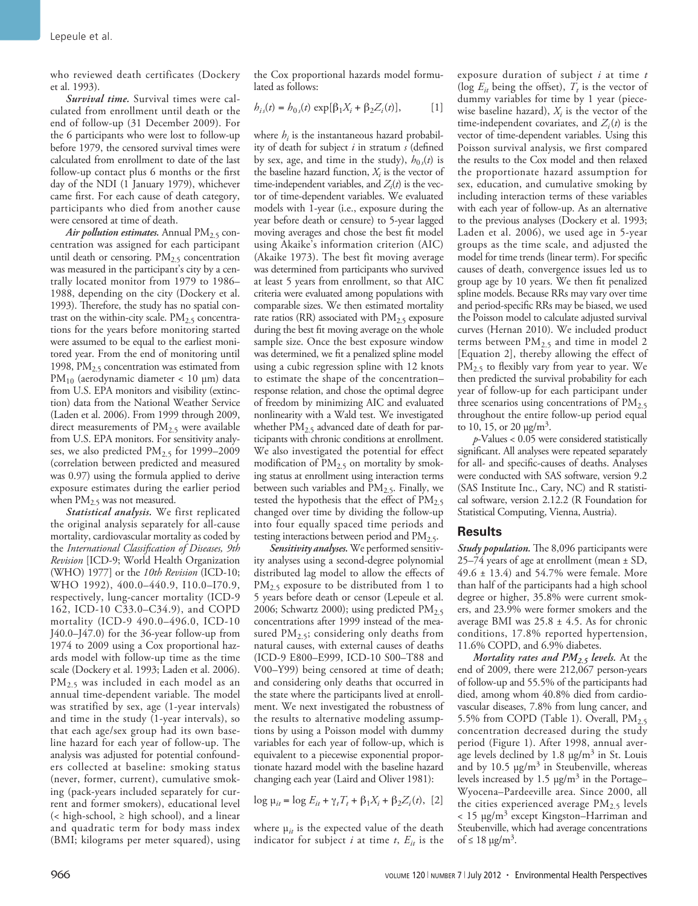who reviewed death certificates (Dockery et al. 1993).

***Survival time.*** Survival times were calculated from enrollment until death or the end of follow-up (31 December 2009). For the 6 participants who were lost to follow-up before 1979, the censored survival times were calculated from enrollment to date of the last follow-up contact plus 6 months or the first day of the NDI (1 January 1979), whichever came first. For each cause of death category, participants who died from another cause were censored at time of death.

***Air pollution estimates.*** Annual $PM_{2.5}$ concentration was assigned for each participant until death or censoring. $PM_{2.5}$ concentration was measured in the participant's city by a centrally located monitor from 1979 to 1986–1988, depending on the city (Dockery et al. 1993). Therefore, the study has no spatial contrast on the within-city scale. $PM_{2.5}$ concentrations for the years before monitoring started were assumed to be equal to the earliest monitored year. From the end of monitoring until 1998, $PM_{2.5}$ concentration was estimated from $PM_{10}$ (aerodynamic diameter < 10 μm) data from U.S. EPA monitors and visibility (extinction) data from the National Weather Service (Laden et al. 2006). From 1999 through 2009, direct measurements of $PM_{2.5}$ were available from U.S. EPA monitors. For sensitivity analyses, we also predicted $PM_{2.5}$ for 1999–2009 (correlation between predicted and measured was 0.97) using the formula applied to derive exposure estimates during the earlier period when $PM_{2.5}$ was not measured.

***Statistical analysis.*** We first replicated the original analysis separately for all-cause mortality, cardiovascular mortality as coded by the *International Classification of Diseases, 9th Revision* [ICD-9; World Health Organization (WHO) 1977] or the *10th Revision* (ICD-10; WHO 1992), 400.0–440.9, I10.0–I70.9, respectively, lung-cancer mortality (ICD-9 162, ICD-10 C33.0–C34.9), and COPD mortality (ICD-9 490.0–496.0, ICD-10 J40.0–J47.0) for the 36-year follow-up from 1974 to 2009 using a Cox proportional hazards model with follow-up time as the time scale (Dockery et al. 1993; Laden et al. 2006). $PM_{2.5}$ was included in each model as an annual time-dependent variable. The model was stratified by sex, age (1-year intervals) and time in the study (1-year intervals), so that each age/sex group had its own baseline hazard for each year of follow-up. The analysis was adjusted for potential confounders collected at baseline: smoking status (never, former, current), cumulative smoking (pack-years included separately for current and former smokers), educational level (< high-school, ≥ high school), and a linear and quadratic term for body mass index (BMI; kilograms per meter squared), using the Cox proportional hazards model formulated as follows:

$$h_{is}(t) = h_{0s}(t)\exp[\beta_1 X_i + \beta_2 Z_i(t)], \quad [1]$$

where $h_i$ is the instantaneous hazard probability of death for subject $i$ in stratum $s$ (defined by sex, age, and time in the study), $h_{0s}(t)$ is the baseline hazard function, $X_i$ is the vector of time-independent variables, and $Z_i(t)$ is the vector of time-dependent variables. We evaluated models with 1-year (i.e., exposure during the year before death or censure) to 5-year lagged moving averages and chose the best fit model using Akaike's information criterion (AIC) (Akaike 1973). The best fit moving average was determined from participants who survived at least 5 years from enrollment, so that AIC criteria were evaluated among populations with comparable sizes. We then estimated mortality rate ratios (RR) associated with $PM_{2.5}$ exposure during the best fit moving average on the whole sample size. Once the best exposure window was determined, we fit a penalized spline model using a cubic regression spline with 12 knots to estimate the shape of the concentration–response relation, and chose the optimal degree of freedom by minimizing AIC and evaluated nonlinearity with a Wald test. We investigated whether $PM_{2.5}$ advanced date of death for participants with chronic conditions at enrollment. We also investigated the potential for effect modification of $PM_{2.5}$ on mortality by smoking status at enrollment using interaction terms between such variables and $PM_{2.5}$. Finally, we tested the hypothesis that the effect of $PM_{2.5}$ changed over time by dividing the follow-up into four equally spaced time periods and testing interactions between period and $PM_{2.5}$.

***Sensitivity analyses.*** We performed sensitivity analyses using a second-degree polynomial distributed lag model to allow the effects of $PM_{2.5}$ exposure to be distributed from 1 to 5 years before death or censor (Lepeule et al. 2006; Schwartz 2000); using predicted $PM_{2.5}$ concentrations after 1999 instead of the measured $PM_{2.5}$; considering only deaths from natural causes, with external causes of deaths (ICD-9 E800–E999, ICD-10 S00–T88 and V00–Y99) being censored at time of death; and considering only deaths that occurred in the state where the participants lived at enrollment. We next investigated the robustness of the results to alternative modeling assumptions by using a Poisson model with dummy variables for each year of follow-up, which is equivalent to a piecewise exponential proportionate hazard model with the baseline hazard changing each year (Laird and Oliver 1981):

$$\log \mu_{it} = \log E_{it} + \gamma_t T_t + \beta_1 X_i + \beta_2 Z_i(t), \quad [2]$$

where $\mu_{it}$ is the expected value of the death indicator for subject $i$ at time $t$, $E_{it}$ is the exposure duration of subject $i$ at time $t$ ($\log E_{it}$ being the offset), $T_t$ is the vector of dummy variables for time by 1 year (piecewise baseline hazard), $X_i$ is the vector of the time-independent covariates, and $Z_i(t)$ is the vector of time-dependent variables. Using this Poisson survival analysis, we first compared the results to the Cox model and then relaxed the proportionate hazard assumption for sex, education, and cumulative smoking by including interaction terms of these variables with each year of follow-up. As an alternative to the previous analyses (Dockery et al. 1993; Laden et al. 2006), we used age in 5-year groups as the time scale, and adjusted the model for time trends (linear term). For specific causes of death, convergence issues led us to group age by 10 years. We then fit penalized spline models. Because RRs may vary over time and period-specific RRs may be biased, we used the Poisson model to calculate adjusted survival curves (Hernan 2010). We included product terms between $PM_{2.5}$ and time in model 2 [Equation 2], thereby allowing the effect of $PM_{2.5}$ to flexibly vary from year to year. We then predicted the survival probability for each year of follow-up for each participant under three scenarios using concentrations of $PM_{2.5}$ throughout the entire follow-up period equal to 10, 15, or 20 μg/m$^3$.

*p*-Values < 0.05 were considered statistically significant. All analyses were repeated separately for all- and specific-causes of deaths. Analyses were conducted with SAS software, version 9.2 (SAS Institute Inc., Cary, NC) and R statistical software, version 2.12.2 (R Foundation for Statistical Computing, Vienna, Austria).

## Results

***Study population.*** The 8,096 participants were 25–74 years of age at enrollment (mean ± SD, 49.6 ± 13.4) and 54.7% were female. More than half of the participants had a high school degree or higher, 35.8% were current smokers, and 23.9% were former smokers and the average BMI was 25.8 ± 4.5. As for chronic conditions, 17.8% reported hypertension, 11.6% COPD, and 6.9% diabetes.

***Mortality rates and $PM_{2.5}$ levels.*** At the end of 2009, there were 212,067 person-years of follow-up and 55.5% of the participants had died, among whom 40.8% died from cardiovascular diseases, 7.8% from lung cancer, and 5.5% from COPD (Table 1). Overall, $PM_{2.5}$ concentration decreased during the study period (Figure 1). After 1998, annual average levels declined by 1.8 μg/m$^3$ in St. Louis and by 10.5 μg/m$^3$ in Steubenville, whereas levels increased by 1.5 μg/m$^3$ in the Portage–Wyocena–Pardeeville area. Since 2000, all the cities experienced average $PM_{2.5}$ levels < 15 μg/m$^3$ except Kingston–Harriman and Steubenville, which had average concentrations of ≤ 18 μg/m$^3$.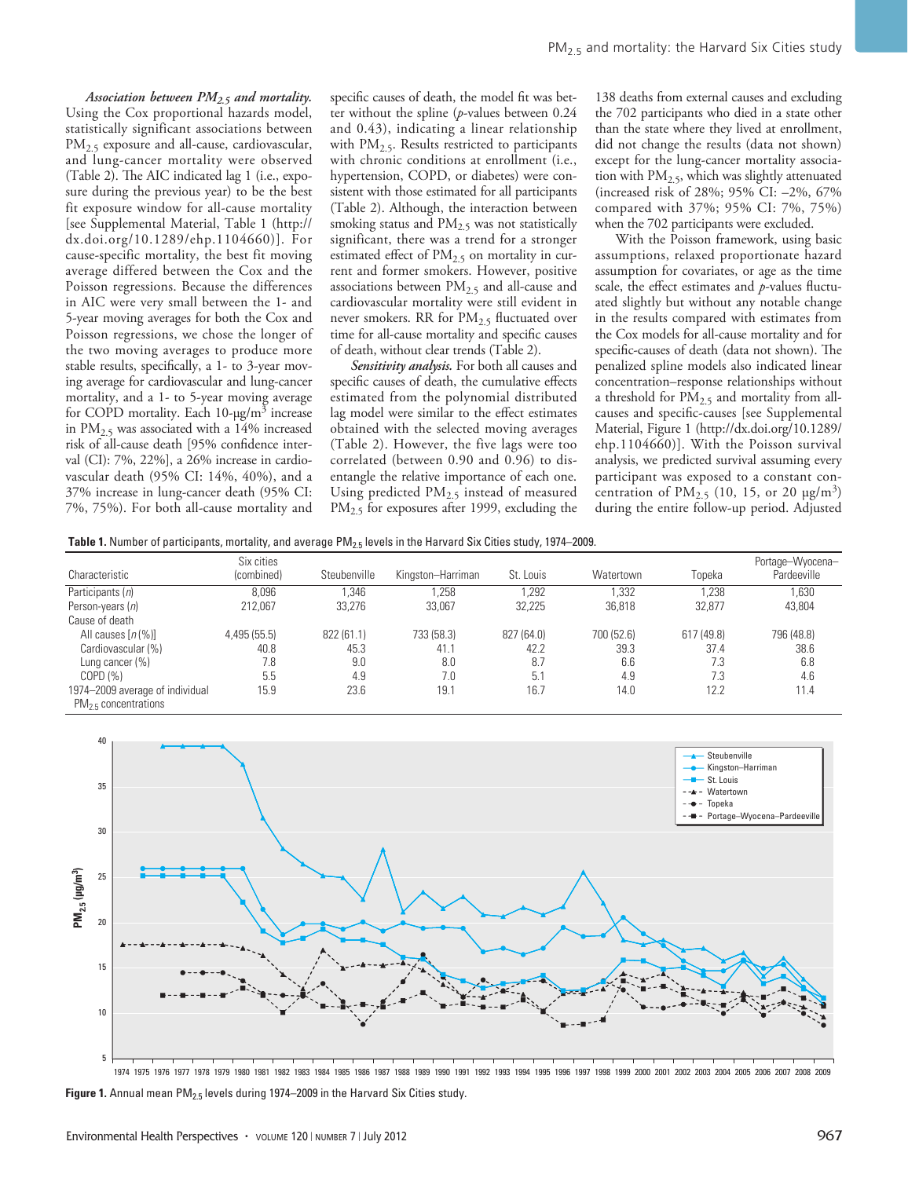***Association between $PM_{2.5}$ and mortality.*** Using the Cox proportional hazards model, statistically significant associations between $PM_{2.5}$ exposure and all-cause, cardiovascular, and lung-cancer mortality were observed (Table 2). The AIC indicated lag 1 (i.e., exposure during the previous year) to be the best fit exposure window for all-cause mortality [see Supplemental Material, Table 1 (http://dx.doi.org/10.1289/ehp.1104660)]. For cause-specific mortality, the best fit moving average differed between the Cox and the Poisson regressions. Because the differences in AIC were very small between the 1- and 5-year moving averages for both the Cox and Poisson regressions, we chose the longer of the two moving averages to produce more stable results, specifically, a 1- to 3-year moving average for cardiovascular and lung-cancer mortality, and a 1- to 5-year moving average for COPD mortality. Each 10-μg/m$^3$ increase in $PM_{2.5}$ was associated with a 14% increased risk of all-cause death [95% confidence interval (CI): 7%, 22%], a 26% increase in cardiovascular death (95% CI: 14%, 40%), and a 37% increase in lung-cancer death (95% CI: 7%, 75%). For both all-cause mortality and specific causes of death, the model fit was better without the spline ($p$-values between 0.24 and 0.43), indicating a linear relationship with $PM_{2.5}$. Results restricted to participants with chronic conditions at enrollment (i.e., hypertension, COPD, or diabetes) were consistent with those estimated for all participants (Table 2). Although, the interaction between smoking status and $PM_{2.5}$ was not statistically significant, there was a trend for a stronger estimated effect of $PM_{2.5}$ on mortality in current and former smokers. However, positive associations between $PM_{2.5}$ and all-cause and cardiovascular mortality were still evident in never smokers. RR for $PM_{2.5}$ fluctuated over time for all-cause mortality and specific causes of death, without clear trends (Table 2).

***Sensitivity analysis.*** For both all causes and specific causes of death, the cumulative effects estimated from the polynomial distributed lag model were similar to the effect estimates obtained with the selected moving averages (Table 2). However, the five lags were too correlated (between 0.90 and 0.96) to disentangle the relative importance of each one. Using predicted $PM_{2.5}$ instead of measured $PM_{2.5}$ for exposures after 1999, excluding the 138 deaths from external causes and excluding the 702 participants who died in a state other than the state where they lived at enrollment, did not change the results (data not shown) except for the lung-cancer mortality association with $PM_{2.5}$, which was slightly attenuated (increased risk of 28%; 95% CI: –2%, 67% compared with 37%; 95% CI: 7%, 75%) when the 702 participants were excluded.

With the Poisson framework, using basic assumptions, relaxed proportionate hazard assumption for covariates, or age as the time scale, the effect estimates and $p$-values fluctuated slightly but without any notable change in the results compared with estimates from the Cox models for all-cause mortality and for specific-causes of death (data not shown). The penalized spline models also indicated linear concentration–response relationships without a threshold for $PM_{2.5}$ and mortality from all-causes and specific-causes [see Supplemental Material, Figure 1 (http://dx.doi.org/10.1289/ehp.1104660)]. With the Poisson survival analysis, we predicted survival assuming every participant was exposed to a constant concentration of $PM_{2.5}$ (10, 15, or 20 μg/m$^3$) during the entire follow-up period. Adjusted

**Table 1.** Number of participants, mortality, and average $PM_{2.5}$ levels in the Harvard Six Cities study, 1974–2009.

| Characteristic | Six cities (combined) | Steubenville | Kingston–Harriman | St. Louis | Watertown | Topeka | Portage–Wyocena–Pardeeville |
|---|---|---|---|---|---|---|---|
| Participants ($n$) | 8,096 | 1,346 | 1,258 | 1,292 | 1,332 | 1,238 | 1,630 |
| Person-years ($n$) | 212,067 | 33,276 | 33,067 | 32,225 | 36,818 | 32,877 | 43,804 |
| Cause of death | | | | | | | |
| All causes [$n$ (%)] | 4,495 (55.5) | 822 (61.1) | 733 (58.3) | 827 (64.0) | 700 (52.6) | 617 (49.8) | 796 (48.8) |
| Cardiovascular (%) | 40.8 | 45.3 | 41.1 | 42.2 | 39.3 | 37.4 | 38.6 |
| Lung cancer (%) | 7.8 | 9.0 | 8.0 | 8.7 | 6.6 | 7.3 | 6.8 |
| COPD (%) | 5.5 | 4.9 | 7.0 | 5.1 | 4.9 | 7.3 | 4.6 |
| 1974–2009 average of individual $PM_{2.5}$ concentrations | 15.9 | 23.6 | 19.1 | 16.7 | 14.0 | 12.2 | 11.4 |

**Figure 1.** Annual mean $PM_{2.5}$ levels during 1974–2009 in the Harvard Six Cities study.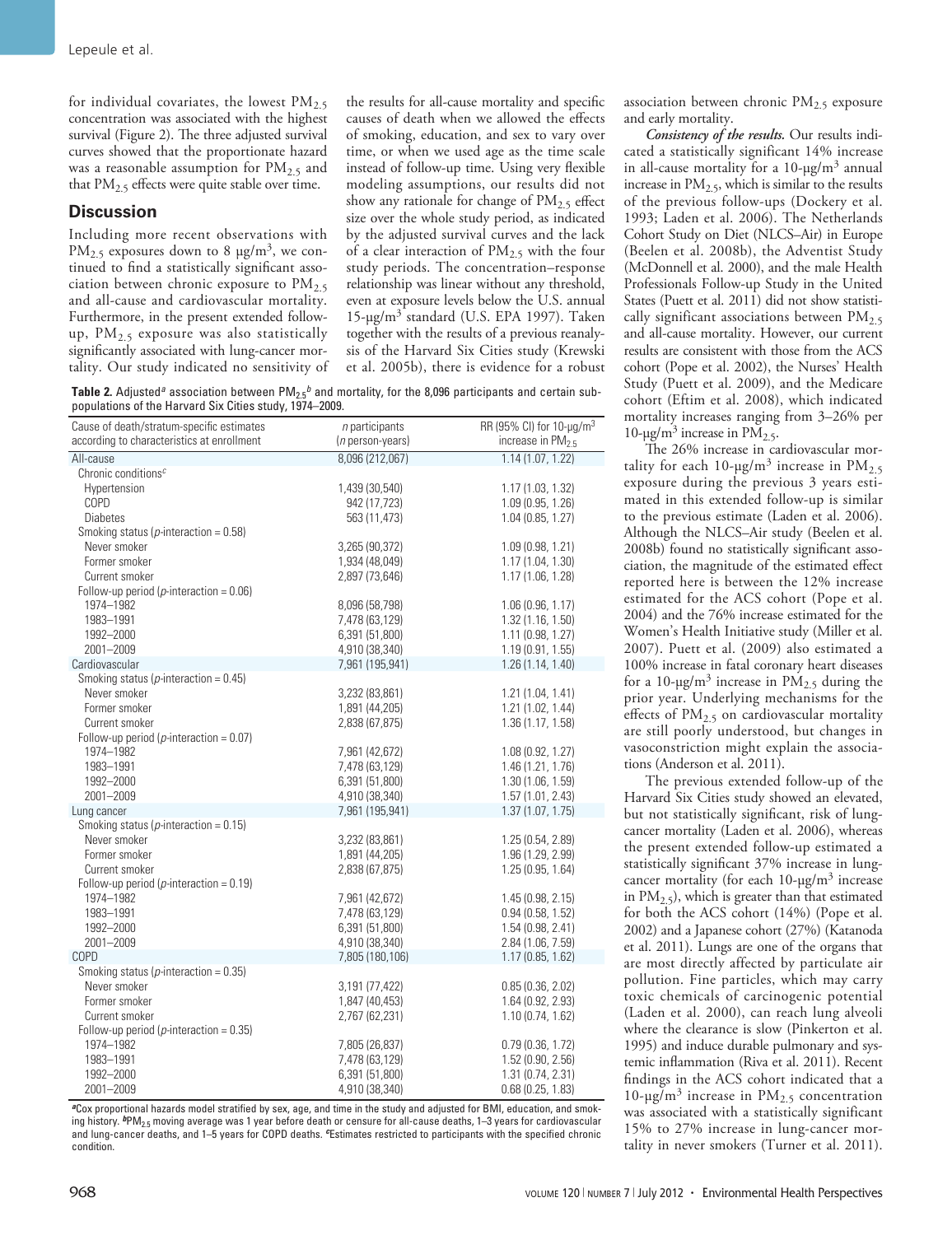for individual covariates, the lowest $PM_{2.5}$ concentration was associated with the highest survival (Figure 2). The three adjusted survival curves showed that the proportionate hazard was a reasonable assumption for $PM_{2.5}$ and that $PM_{2.5}$ effects were quite stable over time.

## Discussion

Including more recent observations with $PM_{2.5}$ exposures down to 8 μg/m$^3$, we continued to find a statistically significant association between chronic exposure to $PM_{2.5}$ and all-cause and cardiovascular mortality. Furthermore, in the present extended follow-up, $PM_{2.5}$ exposure was also statistically significantly associated with lung-cancer mortality. Our study indicated no sensitivity of the results for all-cause mortality and specific causes of death when we allowed the effects of smoking, education, and sex to vary over time, or when we used age as the time scale instead of follow-up time. Using very flexible modeling assumptions, our results did not show any rationale for change of $PM_{2.5}$ effect size over the whole study period, as indicated by the adjusted survival curves and the lack of a clear interaction of $PM_{2.5}$ with the four study periods. The concentration–response relationship was linear without any threshold, even at exposure levels below the U.S. annual 15-μg/m$^3$ standard (U.S. EPA 1997). Taken together with the results of a previous reanalysis of the Harvard Six Cities study (Krewski et al. 2005b), there is evidence for a robust association between chronic $PM_{2.5}$ exposure and early mortality.

***Consistency of the results.*** Our results indicated a statistically significant 14% increase in all-cause mortality for a 10-μg/m$^3$ annual increase in $PM_{2.5}$, which is similar to the results of the previous follow-ups (Dockery et al. 1993; Laden et al. 2006). The Netherlands Cohort Study on Diet (NLCS–Air) in Europe (Beelen et al. 2008b), the Adventist Study (McDonnell et al. 2000), and the male Health Professionals Follow-up Study in the United States (Puett et al. 2011) did not show statistically significant associations between $PM_{2.5}$ and all-cause mortality. However, our current results are consistent with those from the ACS cohort (Pope et al. 2002), the Nurses' Health Study (Puett et al. 2009), and the Medicare cohort (Eftim et al. 2008), which indicated mortality increases ranging from 3–26% per 10-μg/m$^3$ increase in $PM_{2.5}$.

The 26% increase in cardiovascular mortality for each 10-μg/m$^3$ increase in $PM_{2.5}$ exposure during the previous 3 years estimated in this extended follow-up is similar to the previous estimate (Laden et al. 2006). Although the NLCS–Air study (Beelen et al. 2008b) found no statistically significant association, the magnitude of the estimated effect reported here is between the 12% increase estimated for the ACS cohort (Pope et al. 2004) and the 76% increase estimated for the Women's Health Initiative study (Miller et al. 2007). Puett et al. (2009) also estimated a 100% increase in fatal coronary heart diseases for a 10-μg/m$^3$ increase in $PM_{2.5}$ during the prior year. Underlying mechanisms for the effects of $PM_{2.5}$ on cardiovascular mortality are still poorly understood, but changes in vasoconstriction might explain the associations (Anderson et al. 2011).

The previous extended follow-up of the Harvard Six Cities study showed an elevated, but not statistically significant, risk of lung-cancer mortality (Laden et al. 2006), whereas the present extended follow-up estimated a statistically significant 37% increase in lung-cancer mortality (for each 10-μg/m$^3$ increase in $PM_{2.5}$), which is greater than that estimated for both the ACS cohort (14%) (Pope et al. 2002) and a Japanese cohort (27%) (Katanoda et al. 2011). Lungs are one of the organs that are most directly affected by particulate air pollution. Fine particles, which may carry toxic chemicals of carcinogenic potential (Laden et al. 2000), can reach lung alveoli where the clearance is slow (Pinkerton et al. 1995) and induce durable pulmonary and systemic inflammation (Riva et al. 2011). Recent findings in the ACS cohort indicated that a 10-μg/m$^3$ increase in $PM_{2.5}$ concentration was associated with a statistically significant 15% to 27% increase in lung-cancer mortality in never smokers (Turner et al. 2011).

**Table 2.** Adjusted[a] association between $PM_{2.5}$[b] and mortality, for the 8,096 participants and certain subpopulations of the Harvard Six Cities study, 1974–2009.

| Cause of death/stratum-specific estimates according to characteristics at enrollment | *n* participants (*n* person-years) | RR (95% CI) for 10-μg/m$^3$ increase in $PM_{2.5}$ |
|---|---|---|
| All-cause | 8,096 (212,067) | 1.14 (1.07, 1.22) |
| Chronic conditions[c] | | |
| Hypertension | 1,439 (30,540) | 1.17 (1.03, 1.32) |
| COPD | 942 (17,723) | 1.09 (0.95, 1.26) |
| Diabetes | 563 (11,473) | 1.04 (0.85, 1.27) |
| Smoking status (*p*-interaction = 0.58) | | |
| Never smoker | 3,265 (90,372) | 1.09 (0.98, 1.21) |
| Former smoker | 1,934 (48,049) | 1.17 (1.04, 1.30) |
| Current smoker | 2,897 (73,646) | 1.17 (1.06, 1.28) |
| Follow-up period (*p*-interaction = 0.06) | | |
| 1974–1982 | 8,096 (58,798) | 1.06 (0.96, 1.17) |
| 1983–1991 | 7,478 (63,129) | 1.32 (1.16, 1.50) |
| 1992–2000 | 6,391 (51,800) | 1.11 (0.98, 1.27) |
| 2001–2009 | 4,910 (38,340) | 1.19 (0.91, 1.55) |
| Cardiovascular | 7,961 (195,941) | 1.26 (1.14, 1.40) |
| Smoking status (*p*-interaction = 0.45) | | |
| Never smoker | 3,232 (83,861) | 1.21 (1.04, 1.41) |
| Former smoker | 1,891 (44,205) | 1.21 (1.02, 1.44) |
| Current smoker | 2,838 (67,875) | 1.36 (1.17, 1.58) |
| Follow-up period (*p*-interaction = 0.07) | | |
| 1974–1982 | 7,961 (42,672) | 1.08 (0.92, 1.27) |
| 1983–1991 | 7,478 (63,129) | 1.46 (1.21, 1.76) |
| 1992–2000 | 6,391 (51,800) | 1.30 (1.06, 1.59) |
| 2001–2009 | 4,910 (38,340) | 1.57 (1.01, 2.43) |
| Lung cancer | 7,961 (195,941) | 1.37 (1.07, 1.75) |
| Smoking status (*p*-interaction = 0.15) | | |
| Never smoker | 3,232 (83,861) | 1.25 (0.54, 2.89) |
| Former smoker | 1,891 (44,205) | 1.96 (1.29, 2.99) |
| Current smoker | 2,838 (67,875) | 1.25 (0.95, 1.64) |
| Follow-up period (*p*-interaction = 0.19) | | |
| 1974–1982 | 7,961 (42,672) | 1.45 (0.98, 2.15) |
| 1983–1991 | 7,478 (63,129) | 0.94 (0.58, 1.52) |
| 1992–2000 | 6,391 (51,800) | 1.54 (0.98, 2.41) |
| 2001–2009 | 4,910 (38,340) | 2.84 (1.06, 7.59) |
| COPD | 7,805 (180,106) | 1.17 (0.85, 1.62) |
| Smoking status (*p*-interaction = 0.35) | | |
| Never smoker | 3,191 (77,422) | 0.85 (0.36, 2.02) |
| Former smoker | 1,847 (40,453) | 1.64 (0.92, 2.93) |
| Current smoker | 2,767 (62,231) | 1.10 (0.74, 1.62) |
| Follow-up period (*p*-interaction = 0.35) | | |
| 1974–1982 | 7,805 (26,837) | 0.79 (0.36, 1.72) |
| 1983–1991 | 7,478 (63,129) | 1.52 (0.90, 2.56) |
| 1992–2000 | 6,391 (51,800) | 1.31 (0.74, 2.31) |
| 2001–2009 | 4,910 (38,340) | 0.68 (0.25, 1.83) |

[a]Cox proportional hazards model stratified by sex, age, and time in the study and adjusted for BMI, education, and smoking history. [b]$PM_{2.5}$ moving average was 1 year before death or censure for all-cause deaths, 1–3 years for cardiovascular and lung-cancer deaths, and 1–5 years for COPD deaths. [c]Estimates restricted to participants with the specified chronic condition.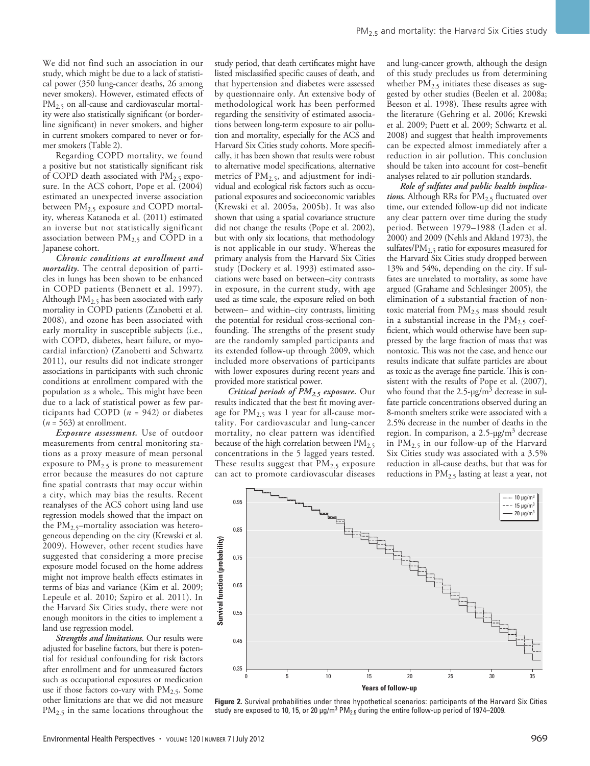We did not find such an association in our study, which might be due to a lack of statistical power (350 lung-cancer deaths, 26 among never smokers). However, estimated effects of $PM_{2.5}$ on all-cause and cardiovascular mortality were also statistically significant (or borderline significant) in never smokers, and higher in current smokers compared to never or former smokers (Table 2).

Regarding COPD mortality, we found a positive but not statistically significant risk of COPD death associated with $PM_{2.5}$ exposure. In the ACS cohort, Pope et al. (2004) estimated an unexpected inverse association between $PM_{2.5}$ exposure and COPD mortality, whereas Katanoda et al. (2011) estimated an inverse but not statistically significant association between $PM_{2.5}$ and COPD in a Japanese cohort.

***Chronic conditions at enrollment and mortality.*** The central deposition of particles in lungs has been shown to be enhanced in COPD patients (Bennett et al. 1997). Although $PM_{2.5}$ has been associated with early mortality in COPD patients (Zanobetti et al. 2008), and ozone has been associated with early mortality in susceptible subjects (i.e., with COPD, diabetes, heart failure, or myocardial infarction) (Zanobetti and Schwartz 2011), our results did not indicate stronger associations in participants with such chronic conditions at enrollment compared with the population as a whole,. This might have been due to a lack of statistical power as few participants had COPD ($n$ = 942) or diabetes ($n$ = 563) at enrollment.

***Exposure assessment.*** Use of outdoor measurements from central monitoring stations as a proxy measure of mean personal exposure to $PM_{2.5}$ is prone to measurement error because the measures do not capture fine spatial contrasts that may occur within a city, which may bias the results. Recent reanalyses of the ACS cohort using land use regression models showed that the impact on the $PM_{2.5}$–mortality association was heterogeneous depending on the city (Krewski et al. 2009). However, other recent studies have suggested that considering a more precise exposure model focused on the home address might not improve health effects estimates in terms of bias and variance (Kim et al. 2009; Lepeule et al. 2010; Szpiro et al. 2011). In the Harvard Six Cities study, there were not enough monitors in the cities to implement a land use regression model.

***Strengths and limitations.*** Our results were adjusted for baseline factors, but there is potential for residual confounding for risk factors after enrollment and for unmeasured factors such as occupational exposures or medication use if those factors co-vary with $PM_{2.5}$. Some other limitations are that we did not measure $PM_{2.5}$ in the same locations throughout the study period, that death certificates might have listed misclassified specific causes of death, and that hypertension and diabetes were assessed by questionnaire only. An extensive body of methodological work has been performed regarding the sensitivity of estimated associations between long-term exposure to air pollution and mortality, especially for the ACS and Harvard Six Cities study cohorts. More specifically, it has been shown that results were robust to alternative model specifications, alternative metrics of $PM_{2.5}$, and adjustment for individual and ecological risk factors such as occupational exposures and socioeconomic variables (Krewski et al. 2005a, 2005b). It was also shown that using a spatial covariance structure did not change the results (Pope et al. 2002), but with only six locations, that methodology is not applicable in our study. Whereas the primary analysis from the Harvard Six Cities study (Dockery et al. 1993) estimated associations were based on between–city contrasts in exposure, in the current study, with age used as time scale, the exposure relied on both between– and within–city contrasts, limiting the potential for residual cross-sectional confounding. The strengths of the present study are the randomly sampled participants and its extended follow-up through 2009, which included more observations of participants with lower exposures during recent years and provided more statistical power.

***Critical periods of $PM_{2.5}$ exposure.*** Our results indicated that the best fit moving average for $PM_{2.5}$ was 1 year for all-cause mortality. For cardiovascular and lung-cancer mortality, no clear pattern was identified because of the high correlation between $PM_{2.5}$ concentrations in the 5 lagged years tested. These results suggest that $PM_{2.5}$ exposure can act to promote cardiovascular diseases and lung-cancer growth, although the design of this study precludes us from determining whether $PM_{2.5}$ initiates these diseases as suggested by other studies (Beelen et al. 2008a; Beeson et al. 1998). These results agree with the literature (Gehring et al. 2006; Krewski et al. 2009; Puett et al. 2009; Schwartz et al. 2008) and suggest that health improvements can be expected almost immediately after a reduction in air pollution. This conclusion should be taken into account for cost–benefit analyses related to air pollution standards.

***Role of sulfates and public health implications.*** Although RRs for $PM_{2.5}$ fluctuated over time, our extended follow-up did not indicate any clear pattern over time during the study period. Between 1979–1988 (Laden et al. 2000) and 2009 (Nehls and Akland 1973), the sulfates/$PM_{2.5}$ ratio for exposures measured for the Harvard Six Cities study dropped between 13% and 54%, depending on the city. If sulfates are unrelated to mortality, as some have argued (Grahame and Schlesinger 2005), the elimination of a substantial fraction of nontoxic material from $PM_{2.5}$ mass should result in a substantial increase in the $PM_{2.5}$ coefficient, which would otherwise have been suppressed by the large fraction of mass that was nontoxic. This was not the case, and hence our results indicate that sulfate particles are about as toxic as the average fine particle. This is consistent with the results of Pope et al. (2007), who found that the 2.5-μg/m³ decrease in sulfate particle concentrations observed during an 8-month smelters strike were associated with a 2.5% decrease in the number of deaths in the region. In comparison, a 2.5-μg/m³ decrease in $PM_{2.5}$ in our follow-up of the Harvard Six Cities study was associated with a 3.5% reduction in all-cause deaths, but that was for reductions in $PM_{2.5}$ lasting at least a year, not

**Figure 2.** Survival probabilities under three hypothetical scenarios: participants of the Harvard Six Cities study are exposed to 10, 15, or 20 μg/m³ $PM_{2.5}$ during the entire follow-up period of 1974–2009.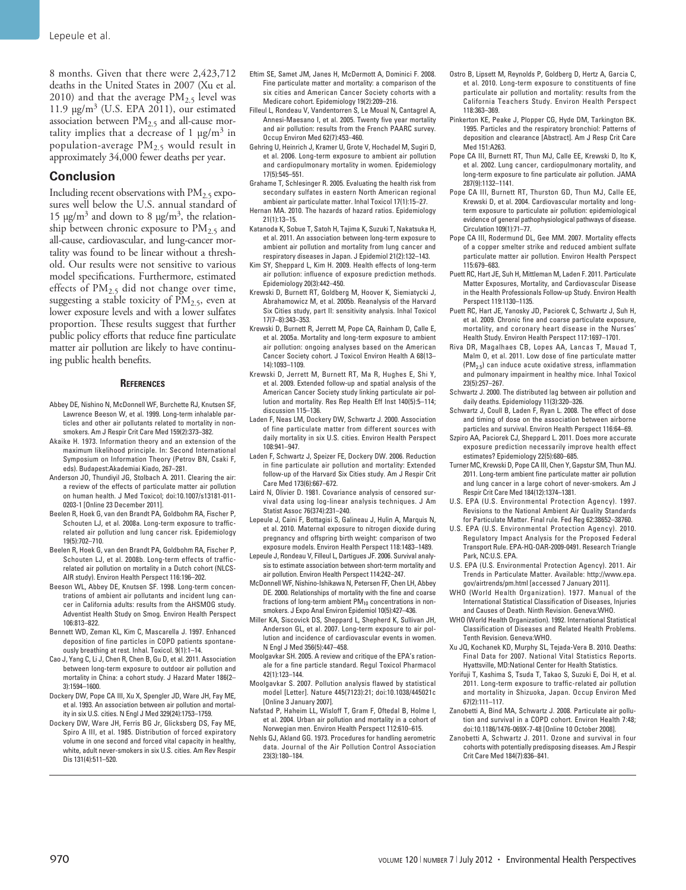8 months. Given that there were 2,423,712 deaths in the United States in 2007 (Xu et al. 2010) and that the average $PM_{2.5}$ level was 11.9 μg/m$^3$ (U.S. EPA 2011), our estimated association between $PM_{2.5}$ and all-cause mortality implies that a decrease of 1 μg/m$^3$ in population-average $PM_{2.5}$ would result in approximately 34,000 fewer deaths per year.

## Conclusion

Including recent observations with $PM_{2.5}$ exposures well below the U.S. annual standard of 15 μg/m$^3$ and down to 8 μg/m$^3$, the relationship between chronic exposure to $PM_{2.5}$ and all-cause, cardiovascular, and lung-cancer mortality was found to be linear without a threshold. Our results were not sensitive to various model specifications. Furthermore, estimated effects of $PM_{2.5}$ did not change over time, suggesting a stable toxicity of $PM_{2.5}$, even at lower exposure levels and with a lower sulfates proportion. These results suggest that further public policy efforts that reduce fine particulate matter air pollution are likely to have continuing public health benefits.

## References

Abbey DE, Nishino N, McDonnell WF, Burchette RJ, Knutsen SF, Lawrence Beeson W, et al. 1999. Long-term inhalable particles and other air pollutants related to mortality in nonsmokers. Am J Respir Crit Care Med 159(2):373–382.

Akaike H. 1973. Information theory and an extension of the maximum likelihood principle. In: Second International Symposium on Information Theory (Petrov BN, Csaki F, eds). Budapest:Akademiai Kiado, 267–281.

Anderson JO, Thundiyil JG, Stolbach A. 2011. Clearing the air: a review of the effects of particulate matter air pollution on human health. J Med Toxicol; doi:10.1007/s13181-011-0203-1 [Online 23 December 2011].

Beelen R, Hoek G, van den Brandt PA, Goldbohm RA, Fischer P, Schouten LJ, et al. 2008a. Long-term exposure to traffic-related air pollution and lung cancer risk. Epidemiology 19(5):702–710.

Beelen R, Hoek G, van den Brandt PA, Goldbohm RA, Fischer P, Schouten LJ, et al. 2008b. Long-term effects of traffic-related air pollution on mortality in a Dutch cohort (NLCS-AIR study). Environ Health Perspect 116:196–202.

Beeson WL, Abbey DE, Knutsen SF. 1998. Long-term concentrations of ambient air pollutants and incident lung cancer in California adults: results from the AHSMOG study. Adventist Health Study on Smog. Environ Health Perspect 106:813–822.

Bennett WD, Zeman KL, Kim C, Mascarella J. 1997. Enhanced deposition of fine particles in COPD patients spontaneously breathing at rest. Inhal. Toxicol. 9(1):1–14.

Cao J, Yang C, Li J, Chen R, Chen B, Gu D, et al. 2011. Association between long-term exposure to outdoor air pollution and mortality in China: a cohort study. J Hazard Mater 186(2–3):1594–1600.

Dockery DW, Pope CA III, Xu X, Spengler JD, Ware JH, Fay ME, et al. 1993. An association between air pollution and mortality in six U.S. cities. N Engl J Med 329(24):1753–1759.

Dockery DW, Ware JH, Ferris BG Jr, Glicksberg DS, Fay ME, Spiro A III, et al. 1985. Distribution of forced expiratory volume in one second and forced vital capacity in healthy, white, adult never-smokers in six U.S. cities. Am Rev Respir Dis 131(4):511–520.

Eftim SE, Samet JM, Janes H, McDermott A, Dominici F. 2008. Fine particulate matter and mortality: a comparison of the six cities and American Cancer Society cohorts with a Medicare cohort. Epidemiology 19(2):209–216.

Filleul L, Rondeau V, Vandentorren S, Le Moual N, Cantagrel A, Annesi-Maesano I, et al. 2005. Twenty five year mortality and air pollution: results from the French PAARC survey. Occup Environ Med 62(7):453–460.

Gehring U, Heinrich J, Kramer U, Grote V, Hochadel M, Sugiri D, et al. 2006. Long-term exposure to ambient air pollution and cardiopulmonary mortality in women. Epidemiology 17(5):545–551.

Grahame T, Schlesinger R. 2005. Evaluating the health risk from secondary sulfates in eastern North American regional ambient air particulate matter. Inhal Toxicol 17(1):15–27.

Hernan MA. 2010. The hazards of hazard ratios. Epidemiology 21(1):13–15.

Katanoda K, Sobue T, Satoh H, Tajima K, Suzuki T, Nakatsuka H, et al. 2011. An association between long-term exposure to ambient air pollution and mortality from lung cancer and respiratory diseases in Japan. J Epidemiol 21(2):132–143.

Kim SY, Sheppard L, Kim H. 2009. Health effects of long-term air pollution: influence of exposure prediction methods. Epidemiology 20(3):442–450.

Krewski D, Burnett RT, Goldberg M, Hoover K, Siemiatycki J, Abrahamowicz M, et al. 2005b. Reanalysis of the Harvard Six Cities study, part II: sensitivity analysis. Inhal Toxicol 17(7–8):343–353.

Krewski D, Burnett R, Jerrett M, Pope CA, Rainham D, Calle E, et al. 2005a. Mortality and long-term exposure to ambient air pollution: ongoing analyses based on the American Cancer Society cohort. J Toxicol Environ Health A 68(13–14):1093–1109.

Krewski D, Jerrett M, Burnett RT, Ma R, Hughes E, Shi Y, et al. 2009. Extended follow-up and spatial analysis of the American Cancer Society study linking particulate air pollution and mortality. Res Rep Health Eff Inst 140(5):5–114; discussion 115–136.

Laden F, Neas LM, Dockery DW, Schwartz J. 2000. Association of fine particulate matter from different sources with daily mortality in six U.S. cities. Environ Health Perspect 108:941–947.

Laden F, Schwartz J, Speizer FE, Dockery DW. 2006. Reduction in fine particulate air pollution and mortality: Extended follow-up of the Harvard Six Cities study. Am J Respir Crit Care Med 173(6):667–672.

Laird N, Olivier D. 1981. Covariance analysis of censored survival data using log-linear analysis techniques. J Am Statist Assoc 76(374):231–240.

Lepeule J, Caini F, Bottagisi S, Galineau J, Hulin A, Marquis N, et al. 2010. Maternal exposure to nitrogen dioxide during pregnancy and offspring birth weight: comparison of two exposure models. Environ Health Perspect 118:1483–1489.

Lepeule J, Rondeau V, Filleul L, Dartigues JF. 2006. Survival analysis to estimate association between short-term mortality and air pollution. Environ Health Perspect 114:242–247.

McDonnell WF, Nishino-Ishikawa N, Petersen FF, Chen LH, Abbey DE. 2000. Relationships of mortality with the fine and coarse fractions of long-term ambient $PM_{10}$ concentrations in nonsmokers. J Expo Anal Environ Epidemiol 10(5):427–436.

Miller KA, Siscovick DS, Sheppard L, Shepherd K, Sullivan JH, Anderson GL, et al. 2007. Long-term exposure to air pollution and incidence of cardiovascular events in women. N Engl J Med 356(5):447–458.

Moolgavkar SH. 2005. A review and critique of the EPA's rationale for a fine particle standard. Regul Toxicol Pharmacol 42(1):123–144.

Moolgavkar S. 2007. Pollution analysis flawed by statistical model [Letter]. Nature 445(7123):21; doi:10.1038/445021c [Online 3 January 2007].

Nafstad P, Haheim LL, Wisloff T, Gram F, Oftedal B, Holme I, et al. 2004. Urban air pollution and mortality in a cohort of Norwegian men. Environ Health Perspect 112:610–615.

Nehls GJ, Akland GG. 1973. Procedures for handling aerometric data. Journal of the Air Pollution Control Association 23(3):180–184.

Ostro B, Lipsett M, Reynolds P, Goldberg D, Hertz A, Garcia C, et al. 2010. Long-term exposure to constituents of fine particulate air pollution and mortality: results from the California Teachers Study. Environ Health Perspect 118:363–369.

Pinkerton KE, Peake J, Plopper CG, Hyde DM, Tarkington BK. 1995. Particles and the respiratory bronchiol: Patterns of deposition and clearance [Abstract]. Am J Resp Crit Care Med 151:A263.

Pope CA III, Burnett RT, Thun MJ, Calle EE, Krewski D, Ito K, et al. 2002. Lung cancer, cardiopulmonary mortality, and long-term exposure to fine particulate air pollution. JAMA 287(9):1132–1141.

Pope CA III, Burnett RT, Thurston GD, Thun MJ, Calle EE, Krewski D, et al. 2004. Cardiovascular mortality and long-term exposure to particulate air pollution: epidemiological evidence of general pathophysiological pathways of disease. Circulation 109(1):71–77.

Pope CA III, Rodermund DL, Gee MM. 2007. Mortality effects of a copper smelter strike and reduced ambient sulfate particulate matter air pollution. Environ Health Perspect 115:679–683.

Puett RC, Hart JE, Suh H, Mittleman M, Laden F. 2011. Particulate Matter Exposures, Mortality, and Cardiovascular Disease in the Health Professionals Follow-up Study. Environ Health Perspect 119:1130–1135.

Puett RC, Hart JE, Yanosky JD, Paciorek C, Schwartz J, Suh H, et al. 2009. Chronic fine and coarse particulate exposure, mortality, and coronary heart disease in the Nurses' Health Study. Environ Health Perspect 117:1697–1701.

Riva DR, Magalhaes CB, Lopes AA, Lancas T, Mauad T, Malm O, et al. 2011. Low dose of fine particulate matter ($PM_{2.5}$) can induce acute oxidative stress, inflammation and pulmonary impairment in healthy mice. Inhal Toxicol 23(5):257–267.

Schwartz J. 2000. The distributed lag between air pollution and daily deaths. Epidemiology 11(3):320–326.

Schwartz J, Coull B, Laden F, Ryan L. 2008. The effect of dose and timing of dose on the association between airborne particles and survival. Environ Health Perspect 116:64–69.

Szpiro AA, Paciorek CJ, Sheppard L. 2011. Does more accurate exposure prediction necessarily improve health effect estimates? Epidemiology 22(5):680–685.

Turner MC, Krewski D, Pope CA III, Chen Y, Gapstur SM, Thun MJ. 2011. Long-term ambient fine particulate matter air pollution and lung cancer in a large cohort of never-smokers. Am J Respir Crit Care Med 184(12):1374–1381.

U.S. EPA (U.S. Environmental Protection Agency). 1997. Revisions to the National Ambient Air Quality Standards for Particulate Matter. Final rule. Fed Reg 62:38652–38760.

U.S. EPA (U.S. Environmental Protection Agency). 2010. Regulatory Impact Analysis for the Proposed Federal Transport Rule. EPA-HQ-OAR-2009-0491. Research Triangle Park, NC:U.S. EPA.

U.S. EPA (U.S. Environmental Protection Agency). 2011. Air Trends in Particulate Matter. Available: http://www.epa.gov/airtrends/pm.html [accessed 7 January 2011].

WHO (World Health Organization). 1977. Manual of the International Statistical Classification of Diseases, Injuries and Causes of Death. Ninth Revision. Geneva:WHO.

WHO (World Health Organization). 1992. International Statistical Classification of Diseases and Related Health Problems. Tenth Revision. Geneva:WHO.

Xu JQ, Kochanek KD, Murphy SL, Tejada-Vera B. 2010. Deaths: Final Data for 2007. National Vital Statistics Reports. Hyattsville, MD:National Center for Health Statistics.

Yorifuji T, Kashima S, Tsuda T, Takao S, Suzuki E, Doi H, et al. 2011. Long-term exposure to traffic-related air pollution and mortality in Shizuoka, Japan. Occup Environ Med 67(2):111–117.

Zanobetti A, Bind MA, Schwartz J. 2008. Particulate air pollution and survival in a COPD cohort. Environ Health 7:48; doi:10.1186/1476-069X-7-48 [Online 10 October 2008].

Zanobetti A, Schwartz J. 2011. Ozone and survival in four cohorts with potentially predisposing diseases. Am J Respir Crit Care Med 184(7):836–841.